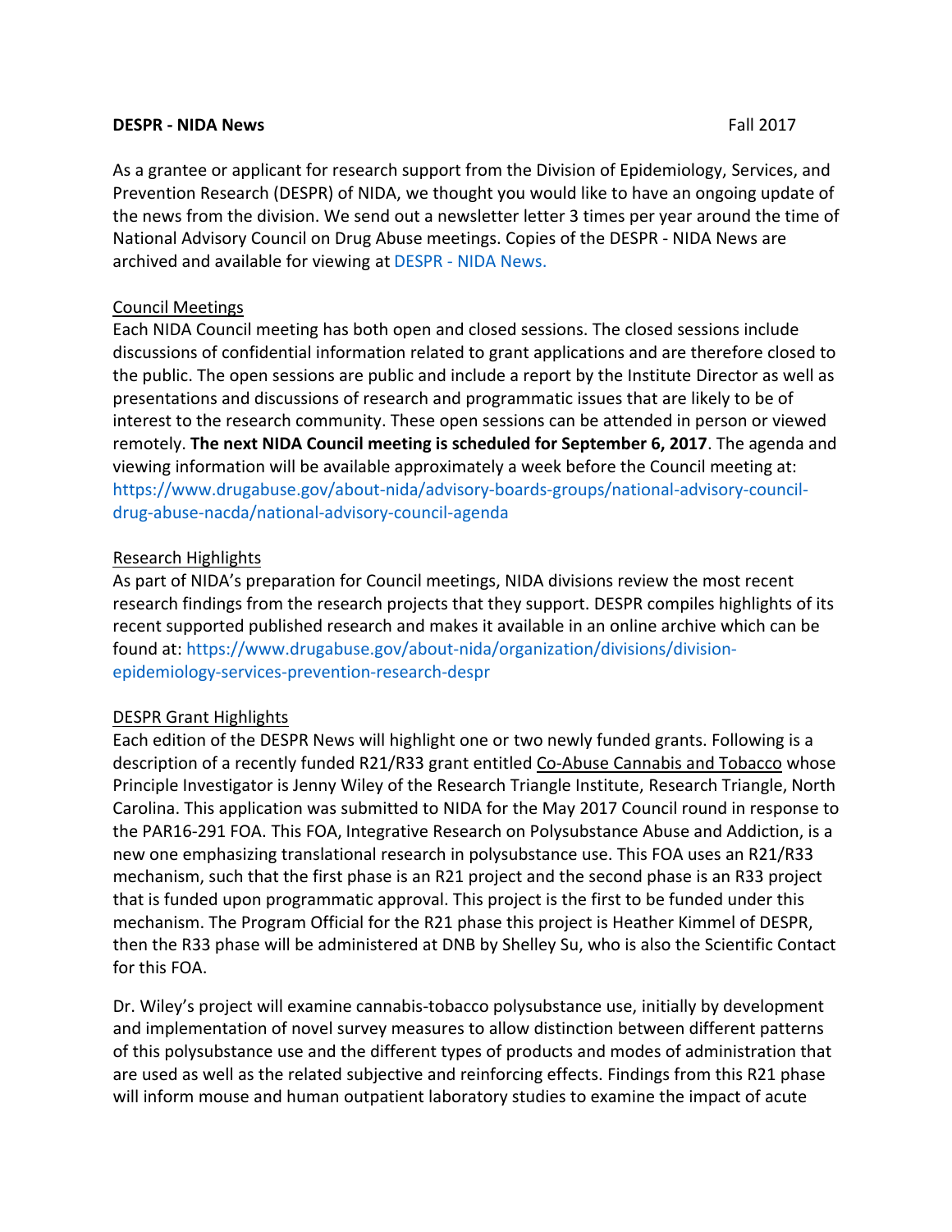**DESPR - NIDA News** Fall 2017

As a grantee or applicant for research support from the Division of Epidemiology, Services, and Prevention Research (DESPR) of NIDA, we thought you would like to have an ongoing update of the news from the division. We send out a newsletter letter 3 times per year around the time of National Advisory Council on Drug Abuse meetings. Copies of the DESPR - NIDA News are archived and available for viewing at DESPR - NIDA News.

## Council Meetings

Each NIDA Council meeting has both open and closed sessions. The closed sessions include discussions of confidential information related to grant applications and are therefore closed to the public. The open sessions are public and include a report by the Institute Director as well as presentations and discussions of research and programmatic issues that are likely to be of interest to the research community. These open sessions can be attended in person or viewed remotely. **The next NIDA Council meeting is scheduled for September 6, 2017**. The agenda and viewing information will be available approximately a week before the Council meeting at: https://www.drugabuse.gov/about-nida/advisory-boards-groups/national-advisory-council-drug-abuse-nacda/national-advisory-council-agenda

## Research Highlights

As part of NIDA's preparation for Council meetings, NIDA divisions review the most recent research findings from the research projects that they support. DESPR compiles highlights of its recent supported published research and makes it available in an online archive which can be found at: https://www.drugabuse.gov/about-nida/organization/divisions/division-epidemiology-services-prevention-research-despr

## DESPR Grant Highlights

Each edition of the DESPR News will highlight one or two newly funded grants. Following is a description of a recently funded R21/R33 grant entitled Co-Abuse Cannabis and Tobacco whose Principle Investigator is Jenny Wiley of the Research Triangle Institute, Research Triangle, North Carolina. This application was submitted to NIDA for the May 2017 Council round in response to the PAR16-291 FOA. This FOA, Integrative Research on Polysubstance Abuse and Addiction, is a new one emphasizing translational research in polysubstance use. This FOA uses an R21/R33 mechanism, such that the first phase is an R21 project and the second phase is an R33 project that is funded upon programmatic approval. This project is the first to be funded under this mechanism. The Program Official for the R21 phase this project is Heather Kimmel of DESPR, then the R33 phase will be administered at DNB by Shelley Su, who is also the Scientific Contact for this FOA.

Dr. Wiley's project will examine cannabis-tobacco polysubstance use, initially by development and implementation of novel survey measures to allow distinction between different patterns of this polysubstance use and the different types of products and modes of administration that are used as well as the related subjective and reinforcing effects. Findings from this R21 phase will inform mouse and human outpatient laboratory studies to examine the impact of acute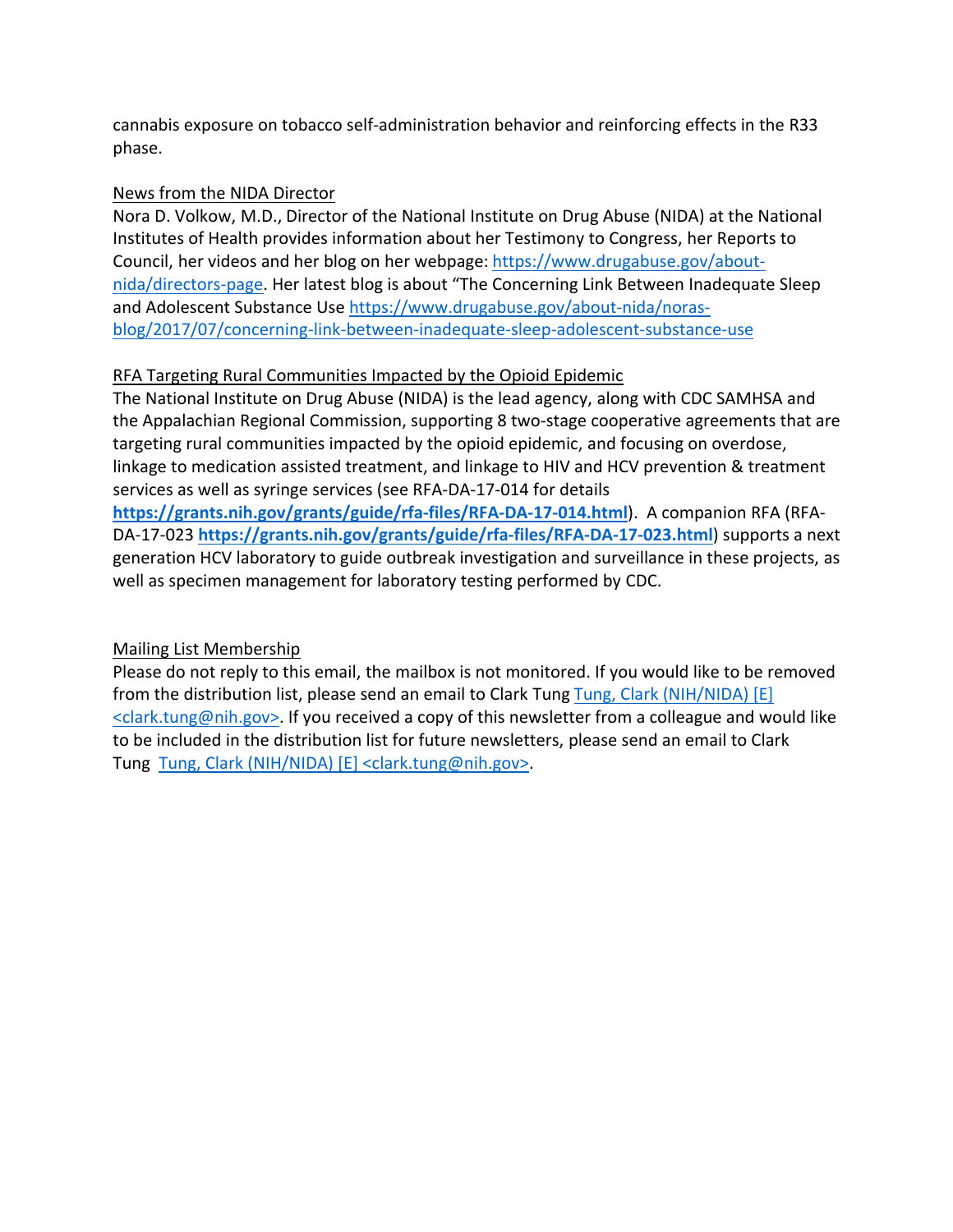cannabis exposure on tobacco self-administration behavior and reinforcing effects in the R33 phase.

## News from the NIDA Director

Nora D. Volkow, M.D., Director of the National Institute on Drug Abuse (NIDA) at the National Institutes of Health provides information about her Testimony to Congress, her Reports to Council, her videos and her blog on her webpage: https://www.drugabuse.gov/about-nida/directors-page. Her latest blog is about "The Concerning Link Between Inadequate Sleep and Adolescent Substance Use https://www.drugabuse.gov/about-nida/noras-blog/2017/07/concerning-link-between-inadequate-sleep-adolescent-substance-use

## RFA Targeting Rural Communities Impacted by the Opioid Epidemic

The National Institute on Drug Abuse (NIDA) is the lead agency, along with CDC SAMHSA and the Appalachian Regional Commission, supporting 8 two-stage cooperative agreements that are targeting rural communities impacted by the opioid epidemic, and focusing on overdose, linkage to medication assisted treatment, and linkage to HIV and HCV prevention & treatment services as well as syringe services (see RFA-DA-17-014 for details **https://grants.nih.gov/grants/guide/rfa-files/RFA-DA-17-014.html**). A companion RFA (RFA-DA-17-023 **https://grants.nih.gov/grants/guide/rfa-files/RFA-DA-17-023.html**) supports a next generation HCV laboratory to guide outbreak investigation and surveillance in these projects, as well as specimen management for laboratory testing performed by CDC.

## Mailing List Membership

Please do not reply to this email, the mailbox is not monitored. If you would like to be removed from the distribution list, please send an email to Clark Tung Tung, Clark (NIH/NIDA) [E] <clark.tung@nih.gov>. If you received a copy of this newsletter from a colleague and would like to be included in the distribution list for future newsletters, please send an email to Clark Tung Tung, Clark (NIH/NIDA) [E] <clark.tung@nih.gov>.